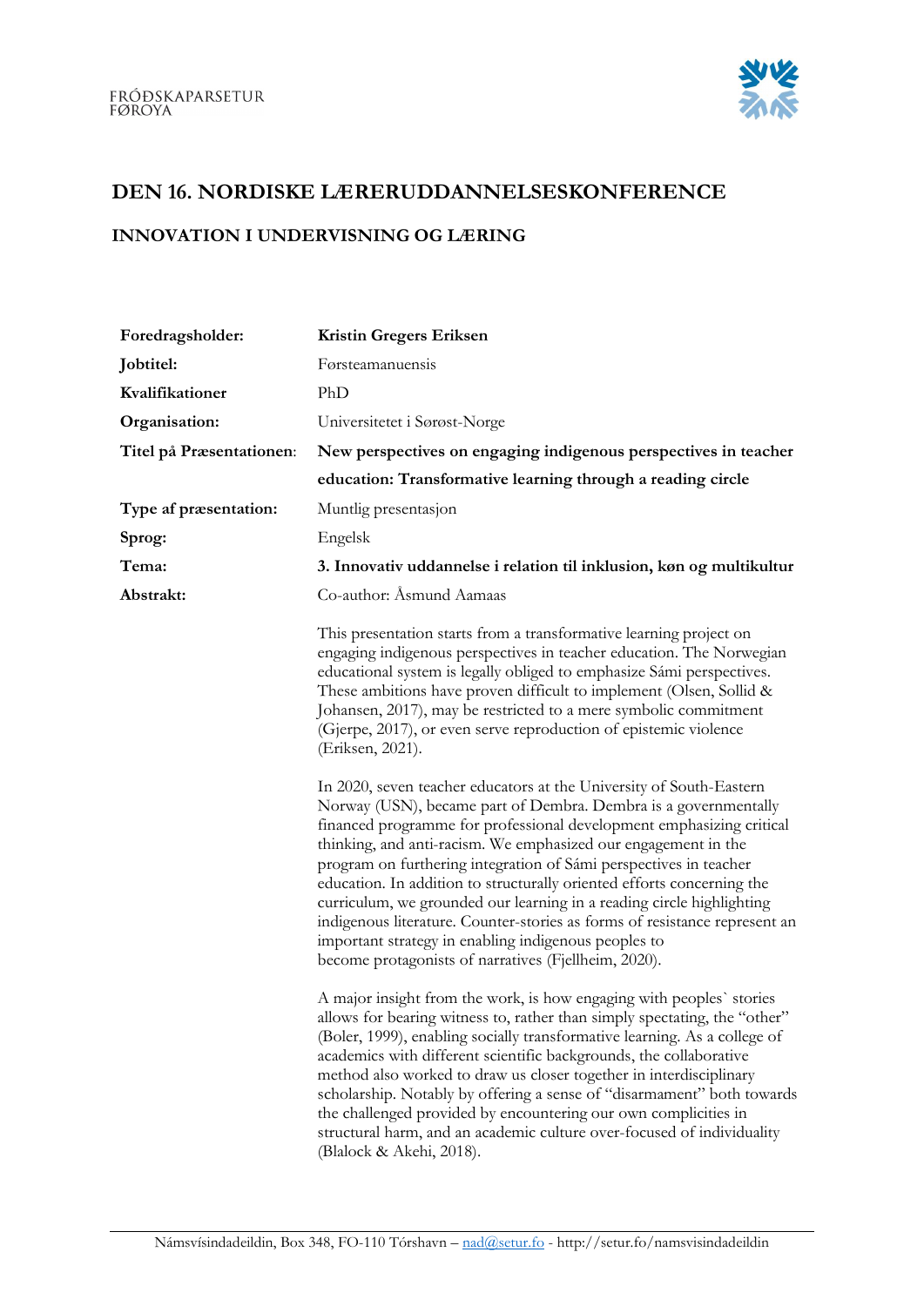FRÓÐSKAPARSETUR FØROYA

# DEN 16. NORDISKE LÆRERUDDANNELSESKONFERENCE

## INNOVATION I UNDERVISNING OG LÆRING

| | |
|---|---|
| **Foredragsholder:** | **Kristin Gregers Eriksen** |
| **Jobtitel:** | Førsteamanuensis |
| **Kvalifikationer** | PhD |
| **Organisation:** | Universitetet i Sørøst-Norge |
| **Titel på Præsentationen:** | **New perspectives on engaging indigenous perspectives in teacher education: Transformative learning through a reading circle** |
| **Type af præsentation:** | Muntlig presentasjon |
| **Sprog:** | Engelsk |
| **Tema:** | **3. Innovativ uddannelse i relation til inklusion, køn og multikultur** |
| **Abstrakt:** | Co-author: Åsmund Aamaas |

This presentation starts from a transformative learning project on engaging indigenous perspectives in teacher education. The Norwegian educational system is legally obliged to emphasize Sámi perspectives. These ambitions have proven difficult to implement (Olsen, Sollid & Johansen, 2017), may be restricted to a mere symbolic commitment (Gjerpe, 2017), or even serve reproduction of epistemic violence (Eriksen, 2021).

In 2020, seven teacher educators at the University of South-Eastern Norway (USN), became part of Dembra. Dembra is a governmentally financed programme for professional development emphasizing critical thinking, and anti-racism. We emphasized our engagement in the program on furthering integration of Sámi perspectives in teacher education. In addition to structurally oriented efforts concerning the curriculum, we grounded our learning in a reading circle highlighting indigenous literature. Counter-stories as forms of resistance represent an important strategy in enabling indigenous peoples to become protagonists of narratives (Fjellheim, 2020).

A major insight from the work, is how engaging with peoples` stories allows for bearing witness to, rather than simply spectating, the "other" (Boler, 1999), enabling socially transformative learning. As a college of academics with different scientific backgrounds, the collaborative method also worked to draw us closer together in interdisciplinary scholarship. Notably by offering a sense of "disarmament" both towards the challenged provided by encountering our own complicities in structural harm, and an academic culture over-focused of individuality (Blalock & Akehi, 2018).

Námsvísindadeildin, Box 348, FO-110 Tórshavn – nad@setur.fo - http://setur.fo/namsvisindadeildin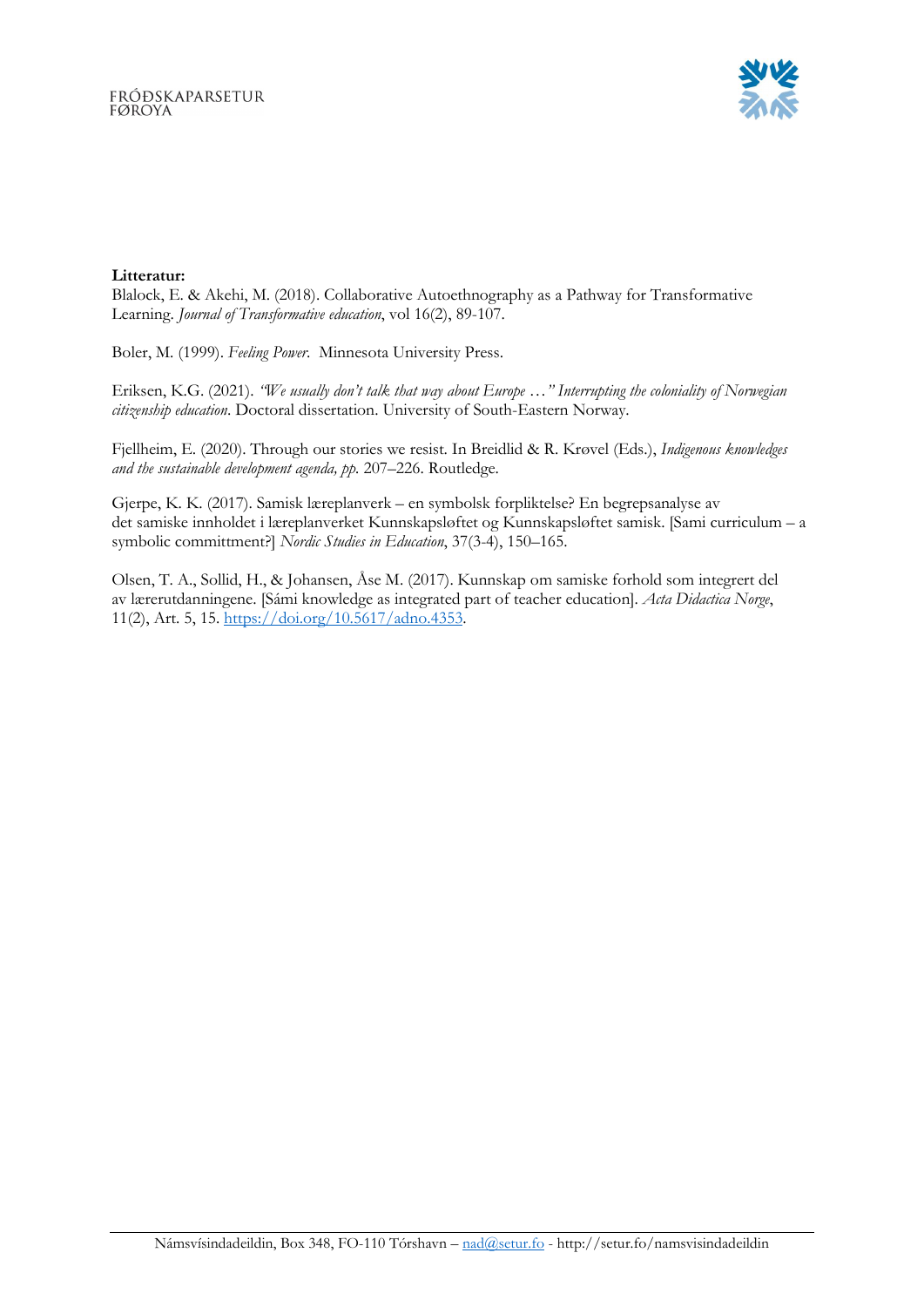**Litteratur:**

Blalock, E. & Akehi, M. (2018). Collaborative Autoethnography as a Pathway for Transformative Learning. *Journal of Transformative education*, vol 16(2), 89-107.

Boler, M. (1999). *Feeling Power.* Minnesota University Press.

Eriksen, K.G. (2021). *"We usually don't talk that way about Europe …" Interrupting the coloniality of Norwegian citizenship education*. Doctoral dissertation. University of South-Eastern Norway.

Fjellheim, E. (2020). Through our stories we resist. In Breidlid & R. Krøvel (Eds.), *Indigenous knowledges and the sustainable development agenda, pp.* 207–226. Routledge.

Gjerpe, K. K. (2017). Samisk læreplanverk – en symbolsk forpliktelse? En begrepsanalyse av det samiske innholdet i læreplanverket Kunnskapsløftet og Kunnskapsløftet samisk. [Sami curriculum – a symbolic committment?] *Nordic Studies in Education*, 37(3-4), 150–165.

Olsen, T. A., Sollid, H., & Johansen, Åse M. (2017). Kunnskap om samiske forhold som integrert del av lærerutdanningene. [Sámi knowledge as integrated part of teacher education]. *Acta Didactica Norge*, 11(2), Art. 5, 15. https://doi.org/10.5617/adno.4353.